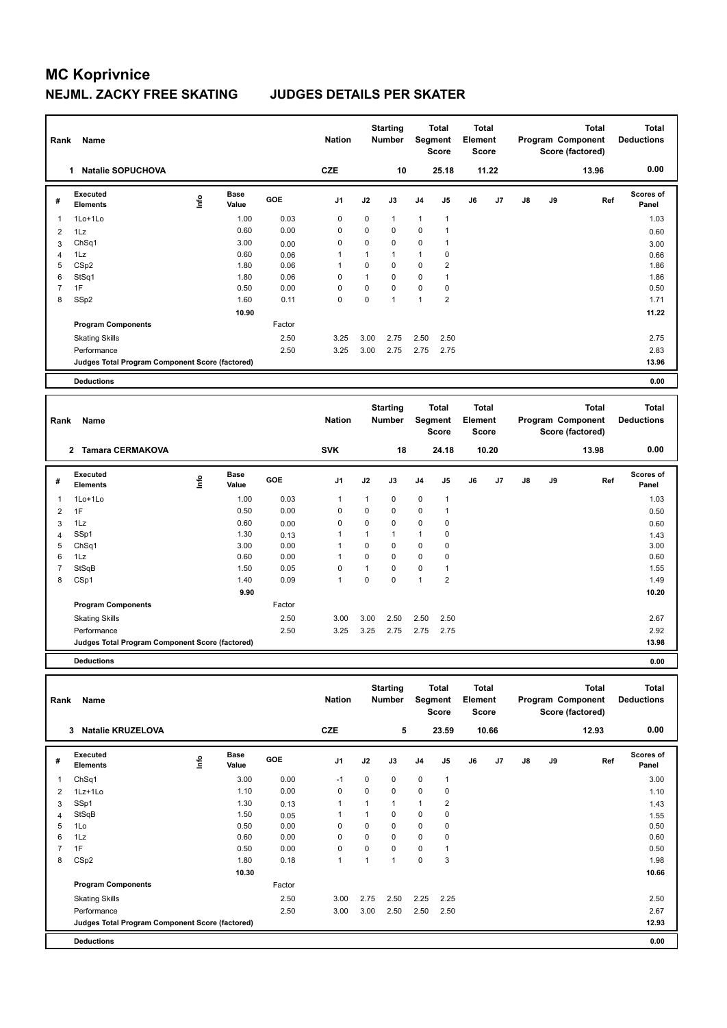# MC Koprivnice

## NEJML. ZACKY FREE SKATING JUDGES DETAILS PER SKATER

| Rank | Name | Nation | Starting Number | Total Segment Score | Total Element Score | Total Program Component Score (factored) | Total Deductions |
|---|---|---|---|---|---|---|---|
| 1 | Natalie SOPUCHOVA | CZE | 10 | 25.18 | 11.22 | 13.96 | 0.00 |

| # | Executed Elements | Info | Base Value | GOE | J1 | J2 | J3 | J4 | J5 | J6 | J7 | J8 | J9 | Ref | Scores of Panel |
|---|---|---|---|---|---|---|---|---|---|---|---|---|---|---|---|
| 1 | 1Lo+1Lo | | 1.00 | 0.03 | 0 | 0 | 1 | 1 | 1 | | | | | | 1.03 |
| 2 | 1Lz | | 0.60 | 0.00 | 0 | 0 | 0 | 0 | 1 | | | | | | 0.60 |
| 3 | ChSq1 | | 3.00 | 0.00 | 0 | 0 | 0 | 0 | 1 | | | | | | 3.00 |
| 4 | 1Lz | | 0.60 | 0.06 | 1 | 1 | 1 | 1 | 0 | | | | | | 0.66 |
| 5 | CSp2 | | 1.80 | 0.06 | 1 | 0 | 0 | 0 | 2 | | | | | | 1.86 |
| 6 | StSq1 | | 1.80 | 0.06 | 0 | 1 | 0 | 0 | 1 | | | | | | 1.86 |
| 7 | 1F | | 0.50 | 0.00 | 0 | 0 | 0 | 0 | 0 | | | | | | 0.50 |
| 8 | SSp2 | | 1.60 | 0.11 | 0 | 0 | 1 | 1 | 2 | | | | | | 1.71 |
| | | | 10.90 | | | | | | | | | | | | 11.22 |
| | Program Components | | | Factor | | | | | | | | | | | |
| | Skating Skills | | | 2.50 | 3.25 | 3.00 | 2.75 | 2.50 | 2.50 | | | | | | 2.75 |
| | Performance | | | 2.50 | 3.25 | 3.00 | 2.75 | 2.75 | 2.75 | | | | | | 2.83 |
| | Judges Total Program Component Score (factored) | | | | | | | | | | | | | | 13.96 |
| | Deductions | | | | | | | | | | | | | | 0.00 |

| Rank | Name | Nation | Starting Number | Total Segment Score | Total Element Score | Total Program Component Score (factored) | Total Deductions |
|---|---|---|---|---|---|---|---|
| 2 | Tamara CERMAKOVA | SVK | 18 | 24.18 | 10.20 | 13.98 | 0.00 |

| # | Executed Elements | Info | Base Value | GOE | J1 | J2 | J3 | J4 | J5 | J6 | J7 | J8 | J9 | Ref | Scores of Panel |
|---|---|---|---|---|---|---|---|---|---|---|---|---|---|---|---|
| 1 | 1Lo+1Lo | | 1.00 | 0.03 | 1 | 1 | 0 | 0 | 1 | | | | | | 1.03 |
| 2 | 1F | | 0.50 | 0.00 | 0 | 0 | 0 | 0 | 1 | | | | | | 0.50 |
| 3 | 1Lz | | 0.60 | 0.00 | 0 | 0 | 0 | 0 | 0 | | | | | | 0.60 |
| 4 | SSp1 | | 1.30 | 0.13 | 1 | 1 | 1 | 1 | 0 | | | | | | 1.43 |
| 5 | ChSq1 | | 3.00 | 0.00 | 1 | 0 | 0 | 0 | 0 | | | | | | 3.00 |
| 6 | 1Lz | | 0.60 | 0.00 | 1 | 0 | 0 | 0 | 0 | | | | | | 0.60 |
| 7 | StSqB | | 1.50 | 0.05 | 0 | 1 | 0 | 0 | 1 | | | | | | 1.55 |
| 8 | CSp1 | | 1.40 | 0.09 | 1 | 0 | 0 | 1 | 2 | | | | | | 1.49 |
| | | | 9.90 | | | | | | | | | | | | 10.20 |
| | Program Components | | | Factor | | | | | | | | | | | |
| | Skating Skills | | | 2.50 | 3.00 | 3.00 | 2.50 | 2.50 | 2.50 | | | | | | 2.67 |
| | Performance | | | 2.50 | 3.25 | 3.25 | 2.75 | 2.75 | 2.75 | | | | | | 2.92 |
| | Judges Total Program Component Score (factored) | | | | | | | | | | | | | | 13.98 |
| | Deductions | | | | | | | | | | | | | | 0.00 |

| Rank | Name | Nation | Starting Number | Total Segment Score | Total Element Score | Total Program Component Score (factored) | Total Deductions |
|---|---|---|---|---|---|---|---|
| 3 | Natalie KRUZELOVA | CZE | 5 | 23.59 | 10.66 | 12.93 | 0.00 |

| # | Executed Elements | Info | Base Value | GOE | J1 | J2 | J3 | J4 | J5 | J6 | J7 | J8 | J9 | Ref | Scores of Panel |
|---|---|---|---|---|---|---|---|---|---|---|---|---|---|---|---|
| 1 | ChSq1 | | 3.00 | 0.00 | -1 | 0 | 0 | 0 | 1 | | | | | | 3.00 |
| 2 | 1Lz+1Lo | | 1.10 | 0.00 | 0 | 0 | 0 | 0 | 0 | | | | | | 1.10 |
| 3 | SSp1 | | 1.30 | 0.13 | 1 | 1 | 1 | 1 | 2 | | | | | | 1.43 |
| 4 | StSqB | | 1.50 | 0.05 | 1 | 1 | 0 | 0 | 0 | | | | | | 1.55 |
| 5 | 1Lo | | 0.50 | 0.00 | 0 | 0 | 0 | 0 | 0 | | | | | | 0.50 |
| 6 | 1Lz | | 0.60 | 0.00 | 0 | 0 | 0 | 0 | 0 | | | | | | 0.60 |
| 7 | 1F | | 0.50 | 0.00 | 0 | 0 | 0 | 0 | 1 | | | | | | 0.50 |
| 8 | CSp2 | | 1.80 | 0.18 | 1 | 1 | 1 | 0 | 3 | | | | | | 1.98 |
| | | | 10.30 | | | | | | | | | | | | 10.66 |
| | Program Components | | | Factor | | | | | | | | | | | |
| | Skating Skills | | | 2.50 | 3.00 | 2.75 | 2.50 | 2.25 | 2.25 | | | | | | 2.50 |
| | Performance | | | 2.50 | 3.00 | 3.00 | 2.50 | 2.50 | 2.50 | | | | | | 2.67 |
| | Judges Total Program Component Score (factored) | | | | | | | | | | | | | | 12.93 |
| | Deductions | | | | | | | | | | | | | | 0.00 |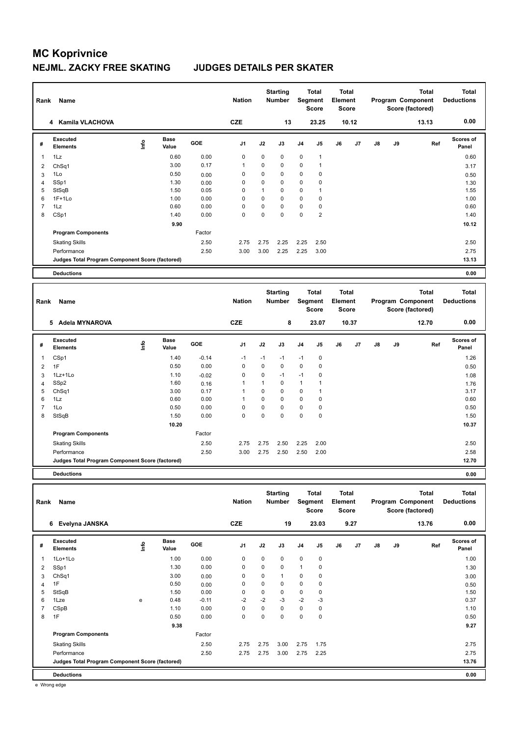# MC Koprivnice

## NEJML. ZACKY FREE SKATING JUDGES DETAILS PER SKATER

| Rank | Name | Nation | Starting Number | Total Segment Score | Total Element Score | Total Program Component Score (factored) | Total Deductions |
|---|---|---|---|---|---|---|---|
| 4 | Kamila VLACHOVA | CZE | 13 | 23.25 | 10.12 | 13.13 | 0.00 |

| # | Executed Elements | Info | Base Value | GOE | J1 | J2 | J3 | J4 | J5 | J6 | J7 | J8 | J9 | Ref | Scores of Panel |
|---|---|---|---|---|---|---|---|---|---|---|---|---|---|---|---|
| 1 | 1Lz | | 0.60 | 0.00 | 0 | 0 | 0 | 0 | 1 | | | | | | 0.60 |
| 2 | ChSq1 | | 3.00 | 0.17 | 1 | 0 | 0 | 0 | 1 | | | | | | 3.17 |
| 3 | 1Lo | | 0.50 | 0.00 | 0 | 0 | 0 | 0 | 0 | | | | | | 0.50 |
| 4 | SSp1 | | 1.30 | 0.00 | 0 | 0 | 0 | 0 | 0 | | | | | | 1.30 |
| 5 | StSqB | | 1.50 | 0.05 | 0 | 1 | 0 | 0 | 1 | | | | | | 1.55 |
| 6 | 1F+1Lo | | 1.00 | 0.00 | 0 | 0 | 0 | 0 | 0 | | | | | | 1.00 |
| 7 | 1Lz | | 0.60 | 0.00 | 0 | 0 | 0 | 0 | 0 | | | | | | 0.60 |
| 8 | CSp1 | | 1.40 | 0.00 | 0 | 0 | 0 | 0 | 2 | | | | | | 1.40 |
| | | | 9.90 | | | | | | | | | | | | 10.12 |
| | **Program Components** | | | Factor | | | | | | | | | | | |
| | Skating Skills | | | 2.50 | 2.75 | 2.75 | 2.25 | 2.25 | 2.50 | | | | | | 2.50 |
| | Performance | | | 2.50 | 3.00 | 3.00 | 2.25 | 2.25 | 3.00 | | | | | | 2.75 |
| | **Judges Total Program Component Score (factored)** | | | | | | | | | | | | | | 13.13 |
| | **Deductions** | | | | | | | | | | | | | | 0.00 |

| Rank | Name | Nation | Starting Number | Total Segment Score | Total Element Score | Total Program Component Score (factored) | Total Deductions |
|---|---|---|---|---|---|---|---|
| 5 | Adela MYNAROVA | CZE | 8 | 23.07 | 10.37 | 12.70 | 0.00 |

| # | Executed Elements | Info | Base Value | GOE | J1 | J2 | J3 | J4 | J5 | J6 | J7 | J8 | J9 | Ref | Scores of Panel |
|---|---|---|---|---|---|---|---|---|---|---|---|---|---|---|---|
| 1 | CSp1 | | 1.40 | -0.14 | -1 | -1 | -1 | -1 | 0 | | | | | | 1.26 |
| 2 | 1F | | 0.50 | 0.00 | 0 | 0 | 0 | 0 | 0 | | | | | | 0.50 |
| 3 | 1Lz+1Lo | | 1.10 | -0.02 | 0 | 0 | -1 | -1 | 0 | | | | | | 1.08 |
| 4 | SSp2 | | 1.60 | 0.16 | 1 | 1 | 0 | 1 | 1 | | | | | | 1.76 |
| 5 | ChSq1 | | 3.00 | 0.17 | 1 | 0 | 0 | 0 | 1 | | | | | | 3.17 |
| 6 | 1Lz | | 0.60 | 0.00 | 1 | 0 | 0 | 0 | 0 | | | | | | 0.60 |
| 7 | 1Lo | | 0.50 | 0.00 | 0 | 0 | 0 | 0 | 0 | | | | | | 0.50 |
| 8 | StSqB | | 1.50 | 0.00 | 0 | 0 | 0 | 0 | 0 | | | | | | 1.50 |
| | | | 10.20 | | | | | | | | | | | | 10.37 |
| | **Program Components** | | | Factor | | | | | | | | | | | |
| | Skating Skills | | | 2.50 | 2.75 | 2.75 | 2.50 | 2.25 | 2.00 | | | | | | 2.50 |
| | Performance | | | 2.50 | 3.00 | 2.75 | 2.50 | 2.50 | 2.00 | | | | | | 2.58 |
| | **Judges Total Program Component Score (factored)** | | | | | | | | | | | | | | 12.70 |
| | **Deductions** | | | | | | | | | | | | | | 0.00 |

| Rank | Name | Nation | Starting Number | Total Segment Score | Total Element Score | Total Program Component Score (factored) | Total Deductions |
|---|---|---|---|---|---|---|---|
| 6 | Evelyna JANSKA | CZE | 19 | 23.03 | 9.27 | 13.76 | 0.00 |

| # | Executed Elements | Info | Base Value | GOE | J1 | J2 | J3 | J4 | J5 | J6 | J7 | J8 | J9 | Ref | Scores of Panel |
|---|---|---|---|---|---|---|---|---|---|---|---|---|---|---|---|
| 1 | 1Lo+1Lo | | 1.00 | 0.00 | 0 | 0 | 0 | 0 | 0 | | | | | | 1.00 |
| 2 | SSp1 | | 1.30 | 0.00 | 0 | 0 | 0 | 1 | 0 | | | | | | 1.30 |
| 3 | ChSq1 | | 3.00 | 0.00 | 0 | 0 | 1 | 0 | 0 | | | | | | 3.00 |
| 4 | 1F | | 0.50 | 0.00 | 0 | 0 | 0 | 0 | 0 | | | | | | 0.50 |
| 5 | StSqB | | 1.50 | 0.00 | 0 | 0 | 0 | 0 | 0 | | | | | | 1.50 |
| 6 | 1Lze | e | 0.48 | -0.11 | -2 | -2 | -3 | -2 | -3 | | | | | | 0.37 |
| 7 | CSpB | | 1.10 | 0.00 | 0 | 0 | 0 | 0 | 0 | | | | | | 1.10 |
| 8 | 1F | | 0.50 | 0.00 | 0 | 0 | 0 | 0 | 0 | | | | | | 0.50 |
| | | | 9.38 | | | | | | | | | | | | 9.27 |
| | **Program Components** | | | Factor | | | | | | | | | | | |
| | Skating Skills | | | 2.50 | 2.75 | 2.75 | 3.00 | 2.75 | 1.75 | | | | | | 2.75 |
| | Performance | | | 2.50 | 2.75 | 2.75 | 3.00 | 2.75 | 2.25 | | | | | | 2.75 |
| | **Judges Total Program Component Score (factored)** | | | | | | | | | | | | | | 13.76 |
| | **Deductions** | | | | | | | | | | | | | | 0.00 |

e Wrong edge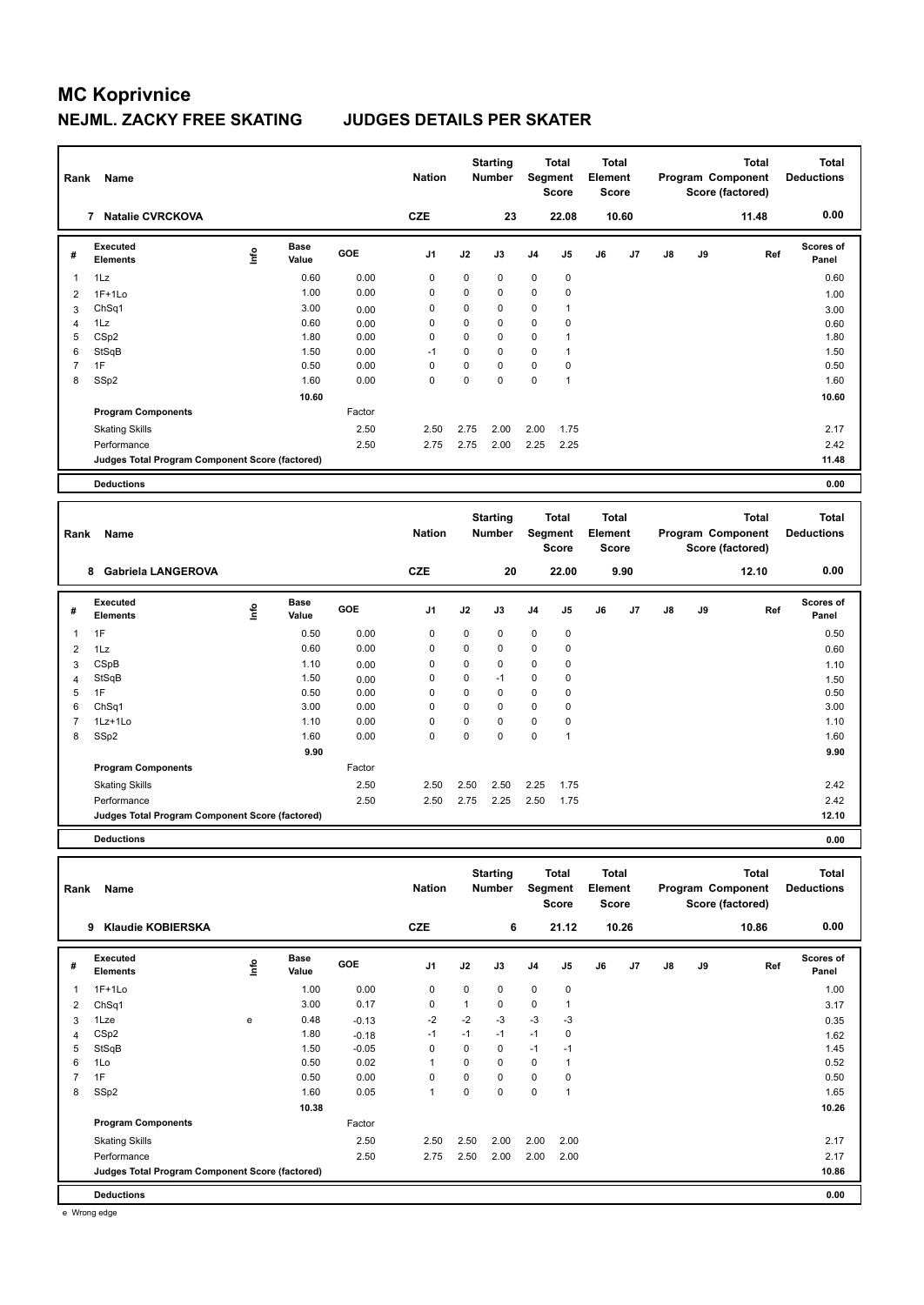# MC Koprivnice

## NEJML. ZACKY FREE SKATING — JUDGES DETAILS PER SKATER

| Rank | Name | Nation | Starting Number | Total Segment Score | Total Element Score | Total Program Component Score (factored) | Total Deductions |
|---|---|---|---|---|---|---|---|
| 7 | Natalie CVRCKOVA | CZE | 23 | 22.08 | 10.60 | 11.48 | 0.00 |

| # | Executed Elements | Info | Base Value | GOE | J1 | J2 | J3 | J4 | J5 | J6 | J7 | J8 | J9 | Ref | Scores of Panel |
|---|---|---|---|---|---|---|---|---|---|---|---|---|---|---|---|
| 1 | 1Lz | | 0.60 | 0.00 | 0 | 0 | 0 | 0 | 0 | | | | | | 0.60 |
| 2 | 1F+1Lo | | 1.00 | 0.00 | 0 | 0 | 0 | 0 | 0 | | | | | | 1.00 |
| 3 | ChSq1 | | 3.00 | 0.00 | 0 | 0 | 0 | 0 | 1 | | | | | | 3.00 |
| 4 | 1Lz | | 0.60 | 0.00 | 0 | 0 | 0 | 0 | 0 | | | | | | 0.60 |
| 5 | CSp2 | | 1.80 | 0.00 | 0 | 0 | 0 | 0 | 1 | | | | | | 1.80 |
| 6 | StSqB | | 1.50 | 0.00 | -1 | 0 | 0 | 0 | 1 | | | | | | 1.50 |
| 7 | 1F | | 0.50 | 0.00 | 0 | 0 | 0 | 0 | 0 | | | | | | 0.50 |
| 8 | SSp2 | | 1.60 | 0.00 | 0 | 0 | 0 | 0 | 1 | | | | | | 1.60 |
| | | | 10.60 | | | | | | | | | | | | 10.60 |
| | **Program Components** | | | Factor | | | | | | | | | | | |
| | Skating Skills | | | 2.50 | 2.50 | 2.75 | 2.00 | 2.00 | 1.75 | | | | | | 2.17 |
| | Performance | | | 2.50 | 2.75 | 2.75 | 2.00 | 2.25 | 2.25 | | | | | | 2.42 |
| | **Judges Total Program Component Score (factored)** | | | | | | | | | | | | | | 11.48 |
| | **Deductions** | | | | | | | | | | | | | | 0.00 |

| Rank | Name | Nation | Starting Number | Total Segment Score | Total Element Score | Total Program Component Score (factored) | Total Deductions |
|---|---|---|---|---|---|---|---|
| 8 | Gabriela LANGEROVA | CZE | 20 | 22.00 | 9.90 | 12.10 | 0.00 |

| # | Executed Elements | Info | Base Value | GOE | J1 | J2 | J3 | J4 | J5 | J6 | J7 | J8 | J9 | Ref | Scores of Panel |
|---|---|---|---|---|---|---|---|---|---|---|---|---|---|---|---|
| 1 | 1F | | 0.50 | 0.00 | 0 | 0 | 0 | 0 | 0 | | | | | | 0.50 |
| 2 | 1Lz | | 0.60 | 0.00 | 0 | 0 | 0 | 0 | 0 | | | | | | 0.60 |
| 3 | CSpB | | 1.10 | 0.00 | 0 | 0 | 0 | 0 | 0 | | | | | | 1.10 |
| 4 | StSqB | | 1.50 | 0.00 | 0 | 0 | -1 | 0 | 0 | | | | | | 1.50 |
| 5 | 1F | | 0.50 | 0.00 | 0 | 0 | 0 | 0 | 0 | | | | | | 0.50 |
| 6 | ChSq1 | | 3.00 | 0.00 | 0 | 0 | 0 | 0 | 0 | | | | | | 3.00 |
| 7 | 1Lz+1Lo | | 1.10 | 0.00 | 0 | 0 | 0 | 0 | 0 | | | | | | 1.10 |
| 8 | SSp2 | | 1.60 | 0.00 | 0 | 0 | 0 | 0 | 1 | | | | | | 1.60 |
| | | | 9.90 | | | | | | | | | | | | 9.90 |
| | **Program Components** | | | Factor | | | | | | | | | | | |
| | Skating Skills | | | 2.50 | 2.50 | 2.50 | 2.50 | 2.25 | 1.75 | | | | | | 2.42 |
| | Performance | | | 2.50 | 2.50 | 2.75 | 2.25 | 2.50 | 1.75 | | | | | | 2.42 |
| | **Judges Total Program Component Score (factored)** | | | | | | | | | | | | | | 12.10 |
| | **Deductions** | | | | | | | | | | | | | | 0.00 |

| Rank | Name | Nation | Starting Number | Total Segment Score | Total Element Score | Total Program Component Score (factored) | Total Deductions |
|---|---|---|---|---|---|---|---|
| 9 | Klaudie KOBIERSKA | CZE | 6 | 21.12 | 10.26 | 10.86 | 0.00 |

| # | Executed Elements | Info | Base Value | GOE | J1 | J2 | J3 | J4 | J5 | J6 | J7 | J8 | J9 | Ref | Scores of Panel |
|---|---|---|---|---|---|---|---|---|---|---|---|---|---|---|---|
| 1 | 1F+1Lo | | 1.00 | 0.00 | 0 | 0 | 0 | 0 | 0 | | | | | | 1.00 |
| 2 | ChSq1 | | 3.00 | 0.17 | 0 | 1 | 0 | 0 | 1 | | | | | | 3.17 |
| 3 | 1Lze | e | 0.48 | -0.13 | -2 | -2 | -3 | -3 | -3 | | | | | | 0.35 |
| 4 | CSp2 | | 1.80 | -0.18 | -1 | -1 | -1 | -1 | 0 | | | | | | 1.62 |
| 5 | StSqB | | 1.50 | -0.05 | 0 | 0 | 0 | -1 | -1 | | | | | | 1.45 |
| 6 | 1Lo | | 0.50 | 0.02 | 1 | 0 | 0 | 0 | 1 | | | | | | 0.52 |
| 7 | 1F | | 0.50 | 0.00 | 0 | 0 | 0 | 0 | 0 | | | | | | 0.50 |
| 8 | SSp2 | | 1.60 | 0.05 | 1 | 0 | 0 | 0 | 1 | | | | | | 1.65 |
| | | | 10.38 | | | | | | | | | | | | 10.26 |
| | **Program Components** | | | Factor | | | | | | | | | | | |
| | Skating Skills | | | 2.50 | 2.50 | 2.50 | 2.00 | 2.00 | 2.00 | | | | | | 2.17 |
| | Performance | | | 2.50 | 2.75 | 2.50 | 2.00 | 2.00 | 2.00 | | | | | | 2.17 |
| | **Judges Total Program Component Score (factored)** | | | | | | | | | | | | | | 10.86 |
| | **Deductions** | | | | | | | | | | | | | | 0.00 |

e Wrong edge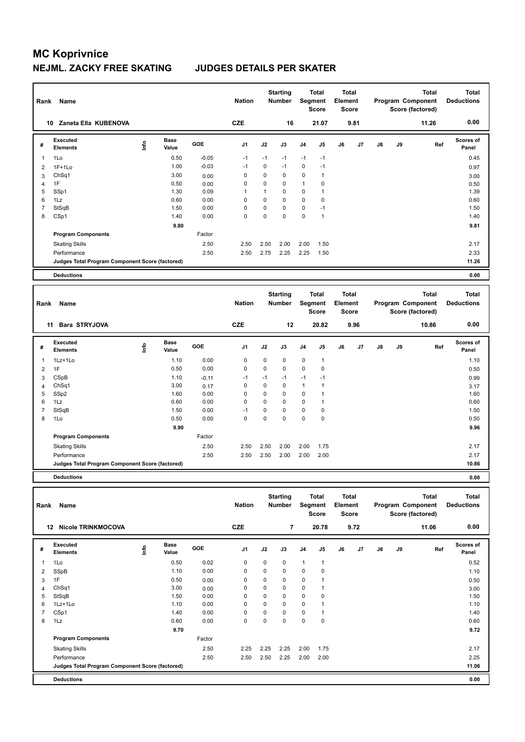# MC Koprivnice

## NEJML. ZACKY FREE SKATING JUDGES DETAILS PER SKATER

| Rank | Name | Nation | Starting Number | Total Segment Score | Total Element Score | Total Program Component Score (factored) | Total Deductions |
|---|---|---|---|---|---|---|---|
| 10 | Zaneta Ella KUBENOVA | CZE | 16 | 21.07 | 9.81 | 11.26 | 0.00 |

| # | Executed Elements | Info | Base Value | GOE | J1 | J2 | J3 | J4 | J5 | J6 | J7 | J8 | J9 | Ref | Scores of Panel |
|---|---|---|---|---|---|---|---|---|---|---|---|---|---|---|---|
| 1 | 1Lo | | 0.50 | -0.05 | -1 | -1 | -1 | -1 | -1 | | | | | | 0.45 |
| 2 | 1F+1Lo | | 1.00 | -0.03 | -1 | 0 | -1 | 0 | -1 | | | | | | 0.97 |
| 3 | ChSq1 | | 3.00 | 0.00 | 0 | 0 | 0 | 0 | 1 | | | | | | 3.00 |
| 4 | 1F | | 0.50 | 0.00 | 0 | 0 | 0 | 1 | 0 | | | | | | 0.50 |
| 5 | SSp1 | | 1.30 | 0.09 | 1 | 1 | 0 | 0 | 1 | | | | | | 1.39 |
| 6 | 1Lz | | 0.60 | 0.00 | 0 | 0 | 0 | 0 | 0 | | | | | | 0.60 |
| 7 | StSqB | | 1.50 | 0.00 | 0 | 0 | 0 | 0 | -1 | | | | | | 1.50 |
| 8 | CSp1 | | 1.40 | 0.00 | 0 | 0 | 0 | 0 | 1 | | | | | | 1.40 |
| | | | 9.80 | | | | | | | | | | | | 9.81 |
| | **Program Components** | | | Factor | | | | | | | | | | | |
| | Skating Skills | | | 2.50 | 2.50 | 2.50 | 2.00 | 2.00 | 1.50 | | | | | | 2.17 |
| | Performance | | | 2.50 | 2.50 | 2.75 | 2.25 | 2.25 | 1.50 | | | | | | 2.33 |
| | **Judges Total Program Component Score (factored)** | | | | | | | | | | | | | | 11.26 |
| | **Deductions** | | | | | | | | | | | | | | 0.00 |

| Rank | Name | Nation | Starting Number | Total Segment Score | Total Element Score | Total Program Component Score (factored) | Total Deductions |
|---|---|---|---|---|---|---|---|
| 11 | Bara STRYJOVA | CZE | 12 | 20.82 | 9.96 | 10.86 | 0.00 |

| # | Executed Elements | Info | Base Value | GOE | J1 | J2 | J3 | J4 | J5 | J6 | J7 | J8 | J9 | Ref | Scores of Panel |
|---|---|---|---|---|---|---|---|---|---|---|---|---|---|---|---|
| 1 | 1Lz+1Lo | | 1.10 | 0.00 | 0 | 0 | 0 | 0 | 1 | | | | | | 1.10 |
| 2 | 1F | | 0.50 | 0.00 | 0 | 0 | 0 | 0 | 0 | | | | | | 0.50 |
| 3 | CSpB | | 1.10 | -0.11 | -1 | -1 | -1 | -1 | -1 | | | | | | 0.99 |
| 4 | ChSq1 | | 3.00 | 0.17 | 0 | 0 | 0 | 1 | 1 | | | | | | 3.17 |
| 5 | SSp2 | | 1.60 | 0.00 | 0 | 0 | 0 | 0 | 1 | | | | | | 1.60 |
| 6 | 1Lz | | 0.60 | 0.00 | 0 | 0 | 0 | 0 | 1 | | | | | | 0.60 |
| 7 | StSqB | | 1.50 | 0.00 | -1 | 0 | 0 | 0 | 0 | | | | | | 1.50 |
| 8 | 1Lo | | 0.50 | 0.00 | 0 | 0 | 0 | 0 | 0 | | | | | | 0.50 |
| | | | 9.90 | | | | | | | | | | | | 9.96 |
| | **Program Components** | | | Factor | | | | | | | | | | | |
| | Skating Skills | | | 2.50 | 2.50 | 2.50 | 2.00 | 2.00 | 1.75 | | | | | | 2.17 |
| | Performance | | | 2.50 | 2.50 | 2.50 | 2.00 | 2.00 | 2.00 | | | | | | 2.17 |
| | **Judges Total Program Component Score (factored)** | | | | | | | | | | | | | | 10.86 |
| | **Deductions** | | | | | | | | | | | | | | 0.00 |

| Rank | Name | Nation | Starting Number | Total Segment Score | Total Element Score | Total Program Component Score (factored) | Total Deductions |
|---|---|---|---|---|---|---|---|
| 12 | Nicole TRINKMOCOVA | CZE | 7 | 20.78 | 9.72 | 11.06 | 0.00 |

| # | Executed Elements | Info | Base Value | GOE | J1 | J2 | J3 | J4 | J5 | J6 | J7 | J8 | J9 | Ref | Scores of Panel |
|---|---|---|---|---|---|---|---|---|---|---|---|---|---|---|---|
| 1 | 1Lo | | 0.50 | 0.02 | 0 | 0 | 0 | 1 | 1 | | | | | | 0.52 |
| 2 | SSpB | | 1.10 | 0.00 | 0 | 0 | 0 | 0 | 0 | | | | | | 1.10 |
| 3 | 1F | | 0.50 | 0.00 | 0 | 0 | 0 | 0 | 1 | | | | | | 0.50 |
| 4 | ChSq1 | | 3.00 | 0.00 | 0 | 0 | 0 | 0 | 1 | | | | | | 3.00 |
| 5 | StSqB | | 1.50 | 0.00 | 0 | 0 | 0 | 0 | 0 | | | | | | 1.50 |
| 6 | 1Lz+1Lo | | 1.10 | 0.00 | 0 | 0 | 0 | 0 | 1 | | | | | | 1.10 |
| 7 | CSp1 | | 1.40 | 0.00 | 0 | 0 | 0 | 0 | 1 | | | | | | 1.40 |
| 8 | 1Lz | | 0.60 | 0.00 | 0 | 0 | 0 | 0 | 0 | | | | | | 0.60 |
| | | | 9.70 | | | | | | | | | | | | 9.72 |
| | **Program Components** | | | Factor | | | | | | | | | | | |
| | Skating Skills | | | 2.50 | 2.25 | 2.25 | 2.25 | 2.00 | 1.75 | | | | | | 2.17 |
| | Performance | | | 2.50 | 2.50 | 2.50 | 2.25 | 2.00 | 2.00 | | | | | | 2.25 |
| | **Judges Total Program Component Score (factored)** | | | | | | | | | | | | | | 11.06 |
| | **Deductions** | | | | | | | | | | | | | | 0.00 |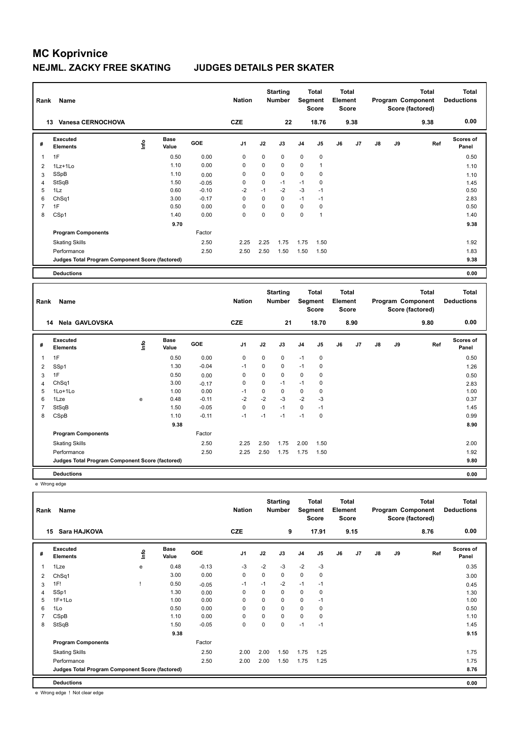# MC Koprivnice

## NEJML. ZACKY FREE SKATING JUDGES DETAILS PER SKATER

| Rank | Name | Nation | Starting Number | Total Segment Score | Total Element Score | Total Program Component Score (factored) | Total Deductions |
|---|---|---|---|---|---|---|---|
| 13 | Vanesa CERNOCHOVA | CZE | 22 | 18.76 | 9.38 | 9.38 | 0.00 |

| # | Executed Elements | Info | Base Value | GOE | J1 | J2 | J3 | J4 | J5 | J6 | J7 | J8 | J9 | Ref | Scores of Panel |
|---|---|---|---|---|---|---|---|---|---|---|---|---|---|---|---|
| 1 | 1F | | 0.50 | 0.00 | 0 | 0 | 0 | 0 | 0 | | | | | | 0.50 |
| 2 | 1Lz+1Lo | | 1.10 | 0.00 | 0 | 0 | 0 | 0 | 1 | | | | | | 1.10 |
| 3 | SSpB | | 1.10 | 0.00 | 0 | 0 | 0 | 0 | 0 | | | | | | 1.10 |
| 4 | StSqB | | 1.50 | -0.05 | 0 | 0 | -1 | -1 | 0 | | | | | | 1.45 |
| 5 | 1Lz | | 0.60 | -0.10 | -2 | -1 | -2 | -3 | -1 | | | | | | 0.50 |
| 6 | ChSq1 | | 3.00 | -0.17 | 0 | 0 | 0 | -1 | -1 | | | | | | 2.83 |
| 7 | 1F | | 0.50 | 0.00 | 0 | 0 | 0 | 0 | 0 | | | | | | 0.50 |
| 8 | CSp1 | | 1.40 | 0.00 | 0 | 0 | 0 | 0 | 1 | | | | | | 1.40 |
| | | | 9.70 | | | | | | | | | | | | 9.38 |
| | **Program Components** | | | Factor | | | | | | | | | | | |
| | Skating Skills | | | 2.50 | 2.25 | 2.25 | 1.75 | 1.75 | 1.50 | | | | | | 1.92 |
| | Performance | | | 2.50 | 2.50 | 2.50 | 1.50 | 1.50 | 1.50 | | | | | | 1.83 |
| | **Judges Total Program Component Score (factored)** | | | | | | | | | | | | | | 9.38 |
| | **Deductions** | | | | | | | | | | | | | | 0.00 |

| Rank | Name | Nation | Starting Number | Total Segment Score | Total Element Score | Total Program Component Score (factored) | Total Deductions |
|---|---|---|---|---|---|---|---|
| 14 | Nela GAVLOVSKA | CZE | 21 | 18.70 | 8.90 | 9.80 | 0.00 |

| # | Executed Elements | Info | Base Value | GOE | J1 | J2 | J3 | J4 | J5 | J6 | J7 | J8 | J9 | Ref | Scores of Panel |
|---|---|---|---|---|---|---|---|---|---|---|---|---|---|---|---|
| 1 | 1F | | 0.50 | 0.00 | 0 | 0 | 0 | -1 | 0 | | | | | | 0.50 |
| 2 | SSp1 | | 1.30 | -0.04 | -1 | 0 | 0 | -1 | 0 | | | | | | 1.26 |
| 3 | 1F | | 0.50 | 0.00 | 0 | 0 | 0 | 0 | 0 | | | | | | 0.50 |
| 4 | ChSq1 | | 3.00 | -0.17 | 0 | 0 | -1 | -1 | 0 | | | | | | 2.83 |
| 5 | 1Lo+1Lo | | 1.00 | 0.00 | -1 | 0 | 0 | 0 | 0 | | | | | | 1.00 |
| 6 | 1Lze | e | 0.48 | -0.11 | -2 | -2 | -3 | -2 | -3 | | | | | | 0.37 |
| 7 | StSqB | | 1.50 | -0.05 | 0 | 0 | -1 | 0 | -1 | | | | | | 1.45 |
| 8 | CSpB | | 1.10 | -0.11 | -1 | -1 | -1 | -1 | 0 | | | | | | 0.99 |
| | | | 9.38 | | | | | | | | | | | | 8.90 |
| | **Program Components** | | | Factor | | | | | | | | | | | |
| | Skating Skills | | | 2.50 | 2.25 | 2.50 | 1.75 | 2.00 | 1.50 | | | | | | 2.00 |
| | Performance | | | 2.50 | 2.25 | 2.50 | 1.75 | 1.75 | 1.50 | | | | | | 1.92 |
| | **Judges Total Program Component Score (factored)** | | | | | | | | | | | | | | 9.80 |
| | **Deductions** | | | | | | | | | | | | | | 0.00 |

e Wrong edge

| Rank | Name | Nation | Starting Number | Total Segment Score | Total Element Score | Total Program Component Score (factored) | Total Deductions |
|---|---|---|---|---|---|---|---|
| 15 | Sara HAJKOVA | CZE | 9 | 17.91 | 9.15 | 8.76 | 0.00 |

| # | Executed Elements | Info | Base Value | GOE | J1 | J2 | J3 | J4 | J5 | J6 | J7 | J8 | J9 | Ref | Scores of Panel |
|---|---|---|---|---|---|---|---|---|---|---|---|---|---|---|---|
| 1 | 1Lze | e | 0.48 | -0.13 | -3 | -2 | -3 | -2 | -3 | | | | | | 0.35 |
| 2 | ChSq1 | | 3.00 | 0.00 | 0 | 0 | 0 | 0 | 0 | | | | | | 3.00 |
| 3 | 1F! | ! | 0.50 | -0.05 | -1 | -1 | -2 | -1 | -1 | | | | | | 0.45 |
| 4 | SSp1 | | 1.30 | 0.00 | 0 | 0 | 0 | 0 | 0 | | | | | | 1.30 |
| 5 | 1F+1Lo | | 1.00 | 0.00 | 0 | 0 | 0 | 0 | -1 | | | | | | 1.00 |
| 6 | 1Lo | | 0.50 | 0.00 | 0 | 0 | 0 | 0 | 0 | | | | | | 0.50 |
| 7 | CSpB | | 1.10 | 0.00 | 0 | 0 | 0 | 0 | 0 | | | | | | 1.10 |
| 8 | StSqB | | 1.50 | -0.05 | 0 | 0 | 0 | -1 | -1 | | | | | | 1.45 |
| | | | 9.38 | | | | | | | | | | | | 9.15 |
| | **Program Components** | | | Factor | | | | | | | | | | | |
| | Skating Skills | | | 2.50 | 2.00 | 2.00 | 1.50 | 1.75 | 1.25 | | | | | | 1.75 |
| | Performance | | | 2.50 | 2.00 | 2.00 | 1.50 | 1.75 | 1.25 | | | | | | 1.75 |
| | **Judges Total Program Component Score (factored)** | | | | | | | | | | | | | | 8.76 |
| | **Deductions** | | | | | | | | | | | | | | 0.00 |

e Wrong edge ! Not clear edge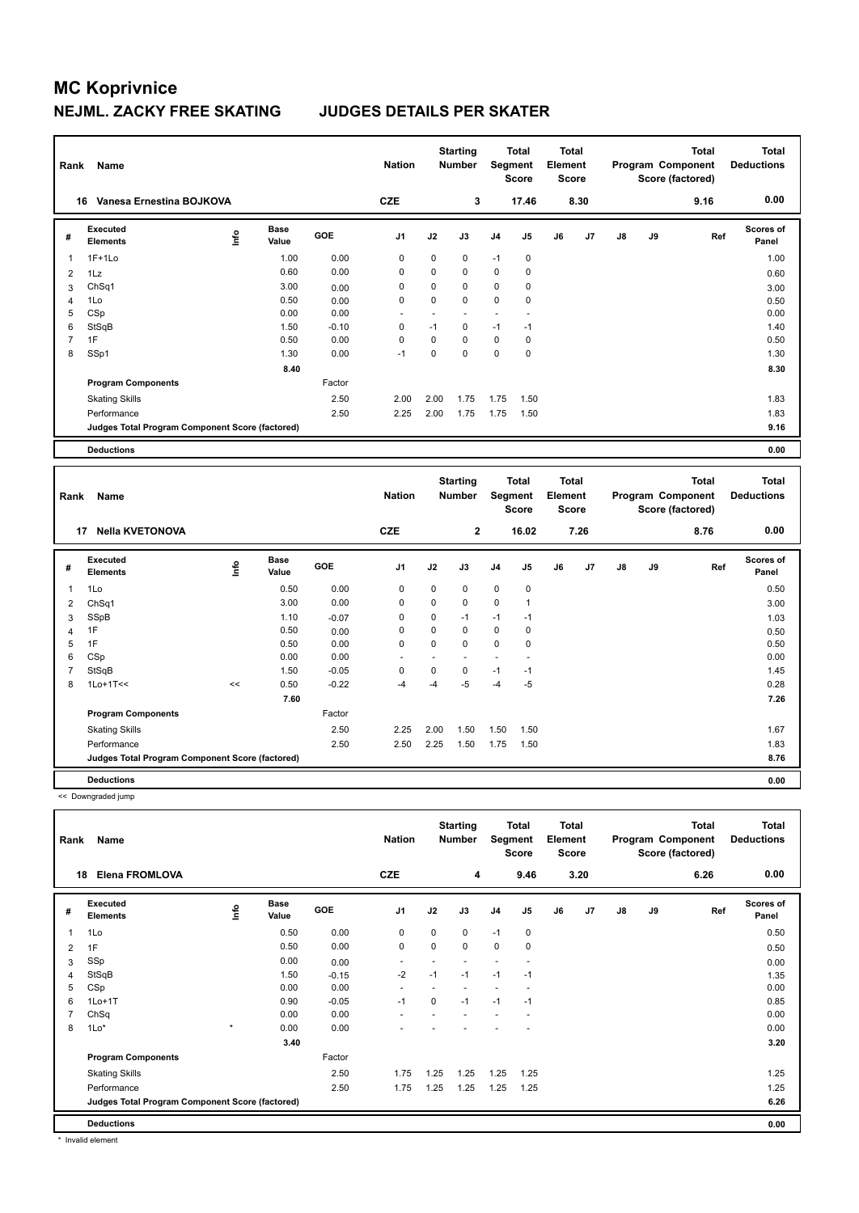# MC Koprivnice

## NEJML. ZACKY FREE SKATING JUDGES DETAILS PER SKATER

| Rank | Name | Nation | Starting Number | Total Segment Score | Total Element Score | Total Program Component Score (factored) | Total Deductions |
|---|---|---|---|---|---|---|---|
| 16 | Vanesa Ernestina BOJKOVA | CZE | 3 | 17.46 | 8.30 | 9.16 | 0.00 |

| # | Executed Elements | Info | Base Value | GOE | J1 | J2 | J3 | J4 | J5 | J6 | J7 | J8 | J9 | Ref | Scores of Panel |
|---|---|---|---|---|---|---|---|---|---|---|---|---|---|---|---|
| 1 | 1F+1Lo | | 1.00 | 0.00 | 0 | 0 | 0 | -1 | 0 | | | | | | 1.00 |
| 2 | 1Lz | | 0.60 | 0.00 | 0 | 0 | 0 | 0 | 0 | | | | | | 0.60 |
| 3 | ChSq1 | | 3.00 | 0.00 | 0 | 0 | 0 | 0 | 0 | | | | | | 3.00 |
| 4 | 1Lo | | 0.50 | 0.00 | 0 | 0 | 0 | 0 | 0 | | | | | | 0.50 |
| 5 | CSp | | 0.00 | 0.00 | - | - | - | - | - | | | | | | 0.00 |
| 6 | StSqB | | 1.50 | -0.10 | 0 | -1 | 0 | -1 | -1 | | | | | | 1.40 |
| 7 | 1F | | 0.50 | 0.00 | 0 | 0 | 0 | 0 | 0 | | | | | | 0.50 |
| 8 | SSp1 | | 1.30 | 0.00 | -1 | 0 | 0 | 0 | 0 | | | | | | 1.30 |
| | | | 8.40 | | | | | | | | | | | | 8.30 |
| | Program Components | | | Factor | | | | | | | | | | | |
| | Skating Skills | | | 2.50 | 2.00 | 2.00 | 1.75 | 1.75 | 1.50 | | | | | | 1.83 |
| | Performance | | | 2.50 | 2.25 | 2.00 | 1.75 | 1.75 | 1.50 | | | | | | 1.83 |
| | Judges Total Program Component Score (factored) | | | | | | | | | | | | | | 9.16 |
| | Deductions | | | | | | | | | | | | | | 0.00 |

| Rank | Name | Nation | Starting Number | Total Segment Score | Total Element Score | Total Program Component Score (factored) | Total Deductions |
|---|---|---|---|---|---|---|---|
| 17 | Nella KVETONOVA | CZE | 2 | 16.02 | 7.26 | 8.76 | 0.00 |

| # | Executed Elements | Info | Base Value | GOE | J1 | J2 | J3 | J4 | J5 | J6 | J7 | J8 | J9 | Ref | Scores of Panel |
|---|---|---|---|---|---|---|---|---|---|---|---|---|---|---|---|
| 1 | 1Lo | | 0.50 | 0.00 | 0 | 0 | 0 | 0 | 0 | | | | | | 0.50 |
| 2 | ChSq1 | | 3.00 | 0.00 | 0 | 0 | 0 | 0 | 1 | | | | | | 3.00 |
| 3 | SSpB | | 1.10 | -0.07 | 0 | 0 | -1 | -1 | -1 | | | | | | 1.03 |
| 4 | 1F | | 0.50 | 0.00 | 0 | 0 | 0 | 0 | 0 | | | | | | 0.50 |
| 5 | 1F | | 0.50 | 0.00 | 0 | 0 | 0 | 0 | 0 | | | | | | 0.50 |
| 6 | CSp | | 0.00 | 0.00 | - | - | - | - | - | | | | | | 0.00 |
| 7 | StSqB | | 1.50 | -0.05 | 0 | 0 | 0 | -1 | -1 | | | | | | 1.45 |
| 8 | 1Lo+1T<< | << | 0.50 | -0.22 | -4 | -4 | -5 | -4 | -5 | | | | | | 0.28 |
| | | | 7.60 | | | | | | | | | | | | 7.26 |
| | Program Components | | | Factor | | | | | | | | | | | |
| | Skating Skills | | | 2.50 | 2.25 | 2.00 | 1.50 | 1.50 | 1.50 | | | | | | 1.67 |
| | Performance | | | 2.50 | 2.50 | 2.25 | 1.50 | 1.75 | 1.50 | | | | | | 1.83 |
| | Judges Total Program Component Score (factored) | | | | | | | | | | | | | | 8.76 |
| | Deductions | | | | | | | | | | | | | | 0.00 |

<< Downgraded jump

| Rank | Name | Nation | Starting Number | Total Segment Score | Total Element Score | Total Program Component Score (factored) | Total Deductions |
|---|---|---|---|---|---|---|---|
| 18 | Elena FROMLOVA | CZE | 4 | 9.46 | 3.20 | 6.26 | 0.00 |

| # | Executed Elements | Info | Base Value | GOE | J1 | J2 | J3 | J4 | J5 | J6 | J7 | J8 | J9 | Ref | Scores of Panel |
|---|---|---|---|---|---|---|---|---|---|---|---|---|---|---|---|
| 1 | 1Lo | | 0.50 | 0.00 | 0 | 0 | 0 | -1 | 0 | | | | | | 0.50 |
| 2 | 1F | | 0.50 | 0.00 | 0 | 0 | 0 | 0 | 0 | | | | | | 0.50 |
| 3 | SSp | | 0.00 | 0.00 | - | - | - | - | - | | | | | | 0.00 |
| 4 | StSqB | | 1.50 | -0.15 | -2 | -1 | -1 | -1 | -1 | | | | | | 1.35 |
| 5 | CSp | | 0.00 | 0.00 | - | - | - | - | - | | | | | | 0.00 |
| 6 | 1Lo+1T | | 0.90 | -0.05 | -1 | 0 | -1 | -1 | -1 | | | | | | 0.85 |
| 7 | ChSq | | 0.00 | 0.00 | - | - | - | - | - | | | | | | 0.00 |
| 8 | 1Lo* | * | 0.00 | 0.00 | - | - | - | - | - | | | | | | 0.00 |
| | | | 3.40 | | | | | | | | | | | | 3.20 |
| | Program Components | | | Factor | | | | | | | | | | | |
| | Skating Skills | | | 2.50 | 1.75 | 1.25 | 1.25 | 1.25 | 1.25 | | | | | | 1.25 |
| | Performance | | | 2.50 | 1.75 | 1.25 | 1.25 | 1.25 | 1.25 | | | | | | 1.25 |
| | Judges Total Program Component Score (factored) | | | | | | | | | | | | | | 6.26 |
| | Deductions | | | | | | | | | | | | | | 0.00 |

* Invalid element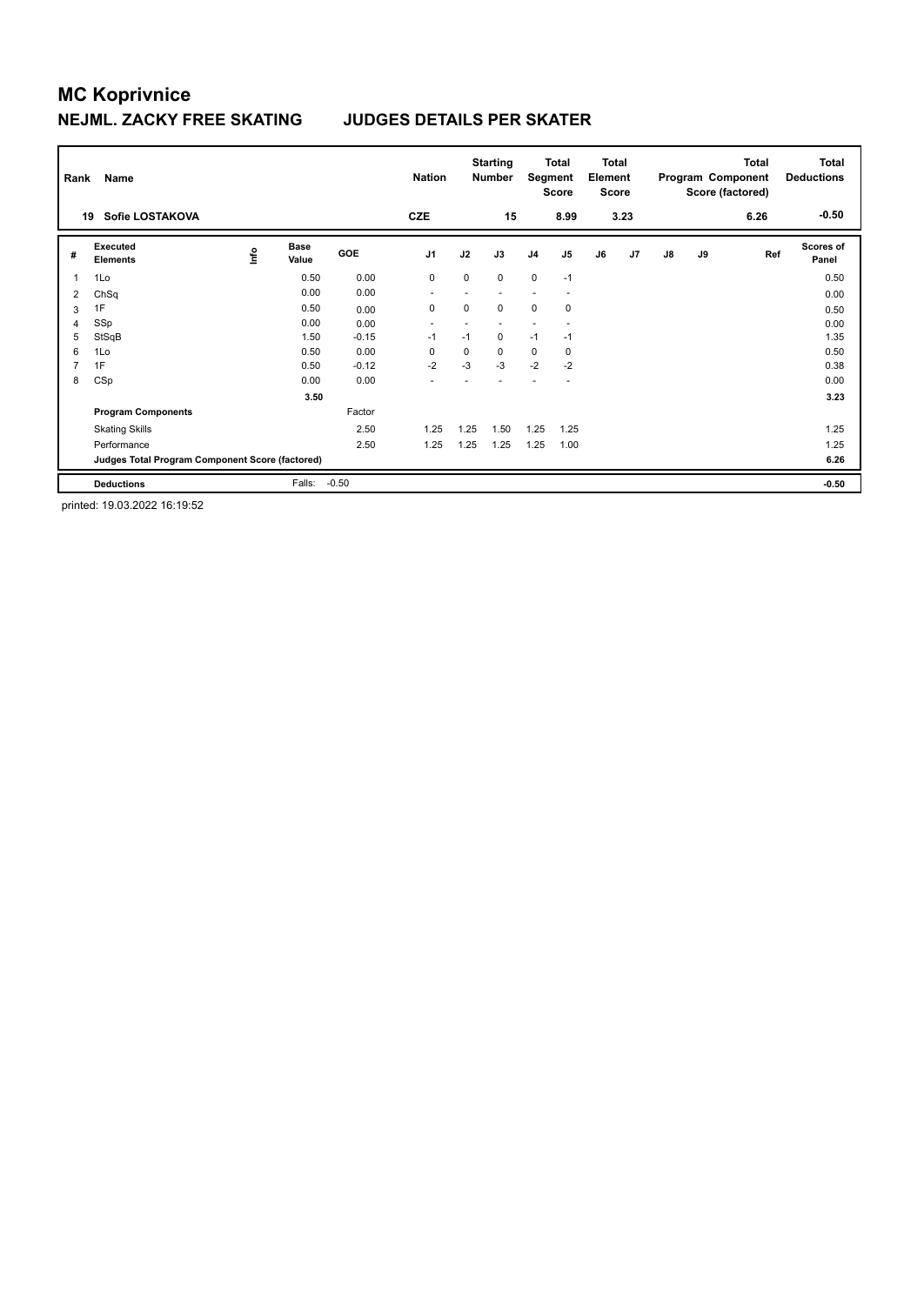# MC Koprivnice

## NEJML. ZACKY FREE SKATING JUDGES DETAILS PER SKATER

| Rank | Name | Nation | Starting Number | Total Segment Score | Total Element Score | Total Program Component Score (factored) | Total Deductions |
|---|---|---|---|---|---|---|---|
| 19 | Sofie LOSTAKOVA | CZE | 15 | 8.99 | 3.23 | 6.26 | -0.50 |

| # | Executed Elements | Info | Base Value | GOE | J1 | J2 | J3 | J4 | J5 | J6 | J7 | J8 | J9 | Ref | Scores of Panel |
|---|---|---|---|---|---|---|---|---|---|---|---|---|---|---|---|
| 1 | 1Lo | | 0.50 | 0.00 | 0 | 0 | 0 | 0 | -1 | | | | | | 0.50 |
| 2 | ChSq | | 0.00 | 0.00 | - | - | - | - | - | | | | | | 0.00 |
| 3 | 1F | | 0.50 | 0.00 | 0 | 0 | 0 | 0 | 0 | | | | | | 0.50 |
| 4 | SSp | | 0.00 | 0.00 | - | - | - | - | - | | | | | | 0.00 |
| 5 | StSqB | | 1.50 | -0.15 | -1 | -1 | 0 | -1 | -1 | | | | | | 1.35 |
| 6 | 1Lo | | 0.50 | 0.00 | 0 | 0 | 0 | 0 | 0 | | | | | | 0.50 |
| 7 | 1F | | 0.50 | -0.12 | -2 | -3 | -3 | -2 | -2 | | | | | | 0.38 |
| 8 | CSp | | 0.00 | 0.00 | - | - | - | - | - | | | | | | 0.00 |
| | | | 3.50 | | | | | | | | | | | | 3.23 |
| | **Program Components** | | | Factor | | | | | | | | | | | |
| | Skating Skills | | | 2.50 | 1.25 | 1.25 | 1.50 | 1.25 | 1.25 | | | | | | 1.25 |
| | Performance | | | 2.50 | 1.25 | 1.25 | 1.25 | 1.25 | 1.00 | | | | | | 1.25 |
| | **Judges Total Program Component Score (factored)** | | | | | | | | | | | | | | 6.26 |
| | **Deductions** | | Falls: | -0.50 | | | | | | | | | | | -0.50 |

printed: 19.03.2022 16:19:52